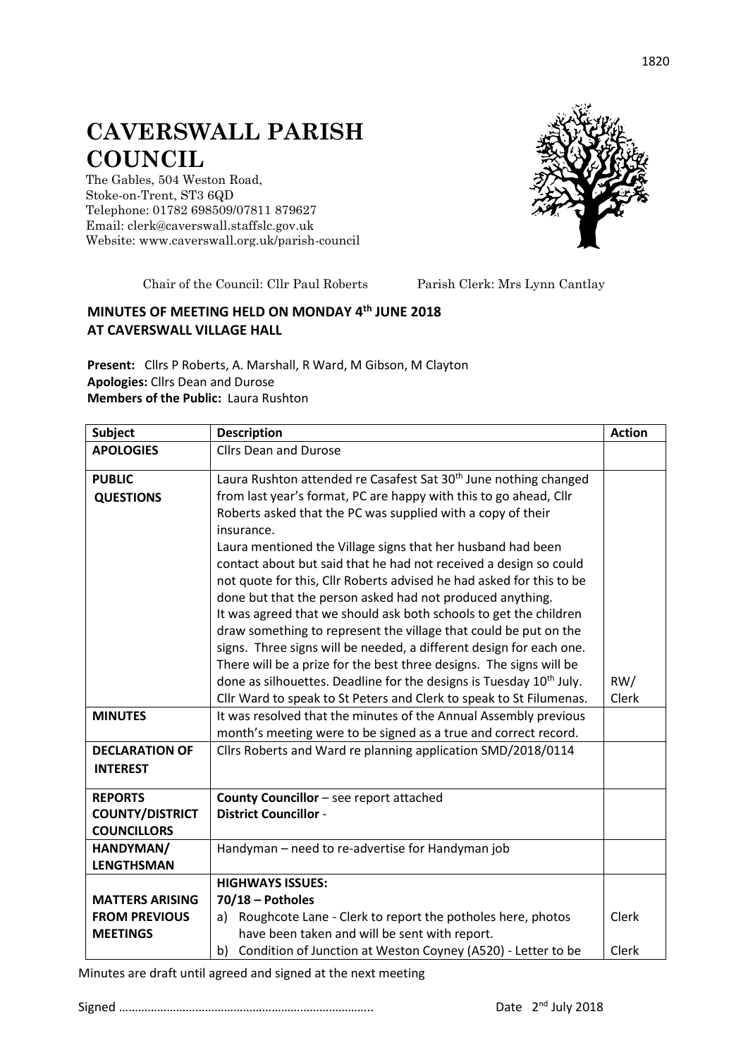# CAVERSWALL PARISH COUNCIL

The Gables, 504 Weston Road,
Stoke-on-Trent, ST3 6QD
Telephone: 01782 698509/07811 879627
Email: clerk@caverswall.staffslc.gov.uk
Website: www.caverswall.org.uk/parish-council

Chair of the Council: Cllr Paul Roberts    Parish Clerk: Mrs Lynn Cantlay

**MINUTES OF MEETING HELD ON MONDAY 4th JUNE 2018 AT CAVERSWALL VILLAGE HALL**

**Present:** Cllrs P Roberts, A. Marshall, R Ward, M Gibson, M Clayton
**Apologies:** Cllrs Dean and Durose
**Members of the Public:** Laura Rushton

| Subject | Description | Action |
|---|---|---|
| **APOLOGIES** | Cllrs Dean and Durose | |
| **PUBLIC QUESTIONS** | Laura Rushton attended re Casafest Sat 30th June nothing changed from last year's format, PC are happy with this to go ahead, Cllr Roberts asked that the PC was supplied with a copy of their insurance.<br>Laura mentioned the Village signs that her husband had been contact about but said that he had not received a design so could not quote for this, Cllr Roberts advised he had asked for this to be done but that the person asked had not produced anything.<br>It was agreed that we should ask both schools to get the children draw something to represent the village that could be put on the signs. Three signs will be needed, a different design for each one. There will be a prize for the best three designs. The signs will be done as silhouettes. Deadline for the designs is Tuesday 10th July. Cllr Ward to speak to St Peters and Clerk to speak to St Filumenas. | RW/ Clerk |
| **MINUTES** | It was resolved that the minutes of the Annual Assembly previous month's meeting were to be signed as a true and correct record. | |
| **DECLARATION OF INTEREST** | Cllrs Roberts and Ward re planning application SMD/2018/0114 | |
| **REPORTS COUNTY/DISTRICT COUNCILLORS** | **County Councillor** – see report attached<br>**District Councillor** - | |
| **HANDYMAN/ LENGTHSMAN** | Handyman – need to re-advertise for Handyman job | |
| **MATTERS ARISING FROM PREVIOUS MEETINGS** | **HIGHWAYS ISSUES:**<br>**70/18 – Potholes**<br>a) Roughcote Lane - Clerk to report the potholes here, photos have been taken and will be sent with report.<br>b) Condition of Junction at Weston Coyney (A520) - Letter to be | Clerk<br><br>Clerk |

Minutes are draft until agreed and signed at the next meeting

Signed …………………………………………………………………..    Date 2nd July 2018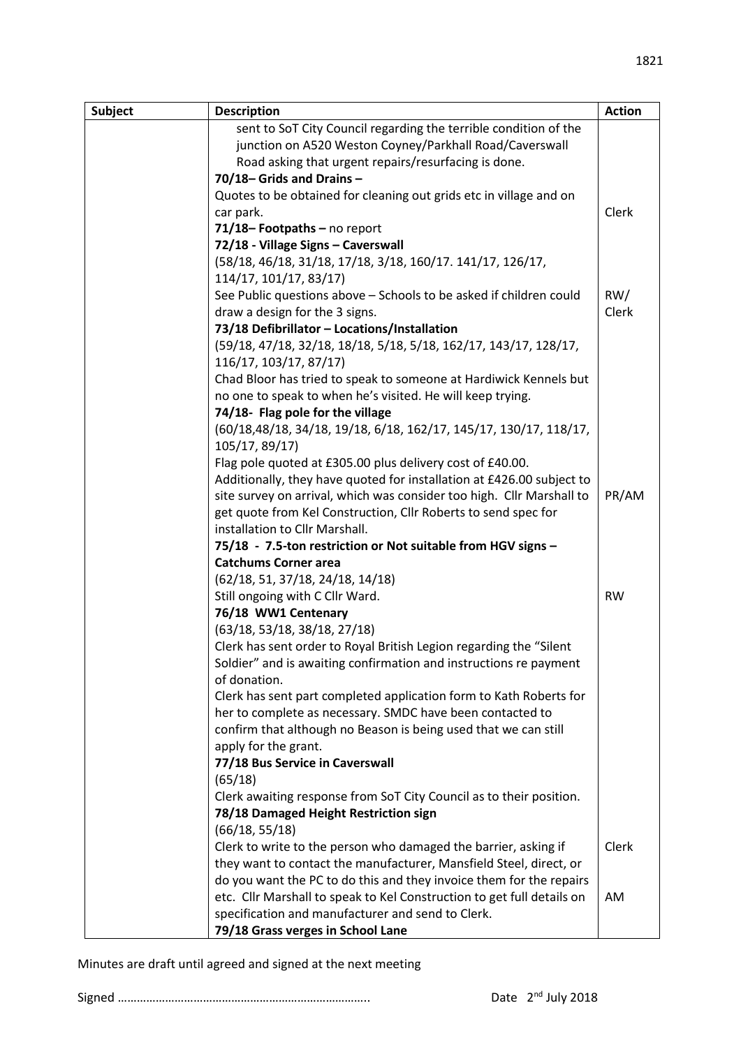| Subject | Description | Action |
| --- | --- | --- |
| | sent to SoT City Council regarding the terrible condition of the junction on A520 Weston Coyney/Parkhall Road/Caverswall Road asking that urgent repairs/resurfacing is done. | |
| | **70/18– Grids and Drains –** | |
| | Quotes to be obtained for cleaning out grids etc in village and on car park. | Clerk |
| | **71/18– Footpaths –** no report | |
| | **72/18 - Village Signs – Caverswall** | |
| | (58/18, 46/18, 31/18, 17/18, 3/18, 160/17. 141/17, 126/17, 114/17, 101/17, 83/17) | |
| | See Public questions above – Schools to be asked if children could draw a design for the 3 signs. | RW/ Clerk |
| | **73/18 Defibrillator – Locations/Installation** | |
| | (59/18, 47/18, 32/18, 18/18, 5/18, 5/18, 162/17, 143/17, 128/17, 116/17, 103/17, 87/17) | |
| | Chad Bloor has tried to speak to someone at Hardiwick Kennels but no one to speak to when he's visited. He will keep trying. | |
| | **74/18- Flag pole for the village** | |
| | (60/18,48/18, 34/18, 19/18, 6/18, 162/17, 145/17, 130/17, 118/17, 105/17, 89/17) | |
| | Flag pole quoted at £305.00 plus delivery cost of £40.00. Additionally, they have quoted for installation at £426.00 subject to site survey on arrival, which was consider too high. Cllr Marshall to get quote from Kel Construction, Cllr Roberts to send spec for installation to Cllr Marshall. | PR/AM |
| | **75/18 - 7.5-ton restriction or Not suitable from HGV signs – Catchums Corner area** | |
| | (62/18, 51, 37/18, 24/18, 14/18) | |
| | Still ongoing with C Cllr Ward. | RW |
| | **76/18 WW1 Centenary** | |
| | (63/18, 53/18, 38/18, 27/18) | |
| | Clerk has sent order to Royal British Legion regarding the "Silent Soldier" and is awaiting confirmation and instructions re payment of donation. | |
| | Clerk has sent part completed application form to Kath Roberts for her to complete as necessary. SMDC have been contacted to confirm that although no Beason is being used that we can still apply for the grant. | |
| | **77/18 Bus Service in Caverswall** | |
| | (65/18) | |
| | Clerk awaiting response from SoT City Council as to their position. | |
| | **78/18 Damaged Height Restriction sign** | |
| | (66/18, 55/18) | |
| | Clerk to write to the person who damaged the barrier, asking if they want to contact the manufacturer, Mansfield Steel, direct, or do you want the PC to do this and they invoice them for the repairs etc. | Clerk |
| | Cllr Marshall to speak to Kel Construction to get full details on specification and manufacturer and send to Clerk. | AM |
| | **79/18 Grass verges in School Lane** | |

Minutes are draft until agreed and signed at the next meeting

Signed ………………………………………………………………….. Date 2nd July 2018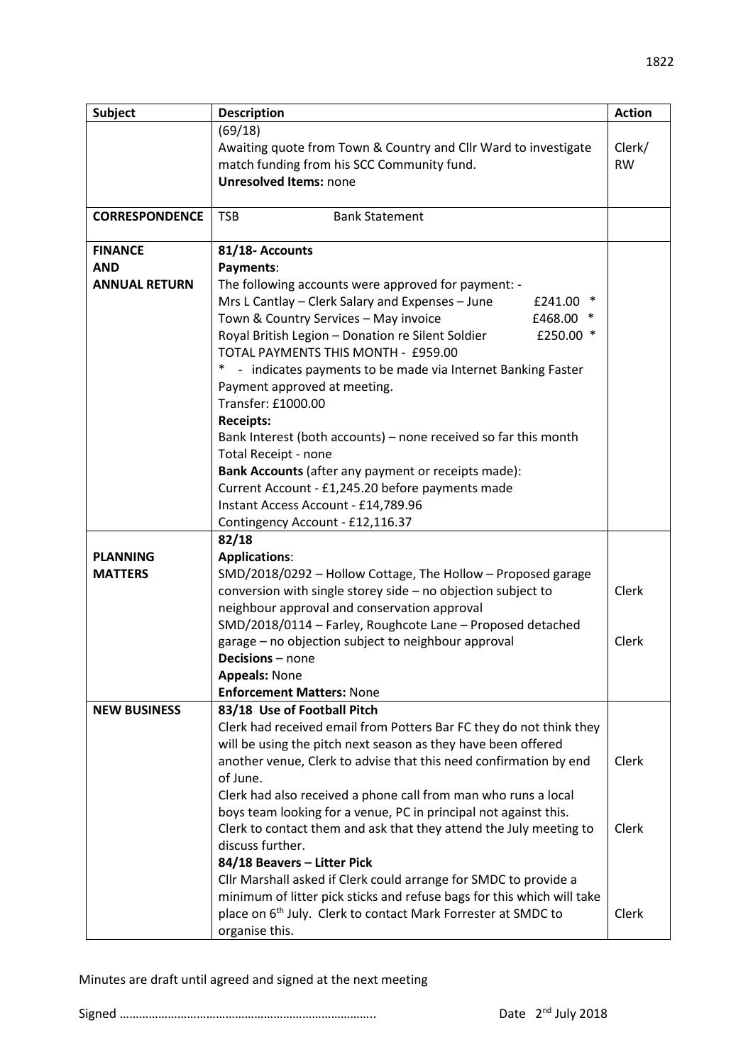| Subject | Description | Action |
|---|---|---|
| | (69/18)<br>Awaiting quote from Town & Country and Cllr Ward to investigate match funding from his SCC Community fund.<br>**Unresolved Items:** none | Clerk/ RW |
| **CORRESPONDENCE** | TSB Bank Statement | |
| **FINANCE AND ANNUAL RETURN** | **81/18- Accounts**<br>**Payments**:<br>The following accounts were approved for payment: -<br>Mrs L Cantlay – Clerk Salary and Expenses – June £241.00 *<br>Town & Country Services – May invoice £468.00 *<br>Royal British Legion – Donation re Silent Soldier £250.00 *<br>TOTAL PAYMENTS THIS MONTH - £959.00<br>* - indicates payments to be made via Internet Banking Faster Payment approved at meeting.<br>Transfer: £1000.00<br>**Receipts:**<br>Bank Interest (both accounts) – none received so far this month<br>Total Receipt - none<br>**Bank Accounts** (after any payment or receipts made):<br>Current Account - £1,245.20 before payments made<br>Instant Access Account - £14,789.96<br>Contingency Account - £12,116.37 | |
| **PLANNING MATTERS** | **82/18**<br>**Applications**:<br>SMD/2018/0292 – Hollow Cottage, The Hollow – Proposed garage conversion with single storey side – no objection subject to neighbour approval and conservation approval<br>SMD/2018/0114 – Farley, Roughcote Lane – Proposed detached garage – no objection subject to neighbour approval<br>**Decisions** – none<br>**Appeals:** None<br>**Enforcement Matters:** None | Clerk<br><br>Clerk |
| **NEW BUSINESS** | **83/18 Use of Football Pitch**<br>Clerk had received email from Potters Bar FC they do not think they will be using the pitch next season as they have been offered another venue, Clerk to advise that this need confirmation by end of June.<br>Clerk had also received a phone call from man who runs a local boys team looking for a venue, PC in principal not against this. Clerk to contact them and ask that they attend the July meeting to discuss further.<br>**84/18 Beavers – Litter Pick**<br>Cllr Marshall asked if Clerk could arrange for SMDC to provide a minimum of litter pick sticks and refuse bags for this which will take place on 6th July. Clerk to contact Mark Forrester at SMDC to organise this. | Clerk<br><br>Clerk<br><br>Clerk |

Minutes are draft until agreed and signed at the next meeting

Signed ………………………………………………………………….. Date 2nd July 2018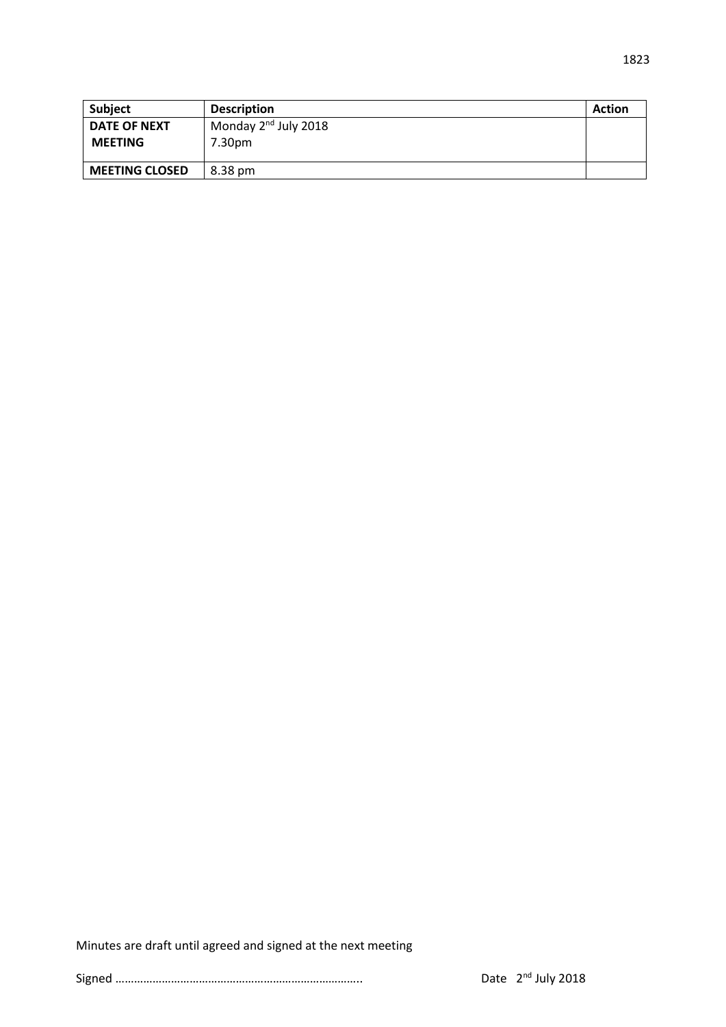| Subject | Description | Action |
| --- | --- | --- |
| **DATE OF NEXT MEETING** | Monday 2nd July 2018<br>7.30pm | |
| **MEETING CLOSED** | 8.38 pm | |

Minutes are draft until agreed and signed at the next meeting

Signed …………………………………………………………………….. Date 2nd July 2018